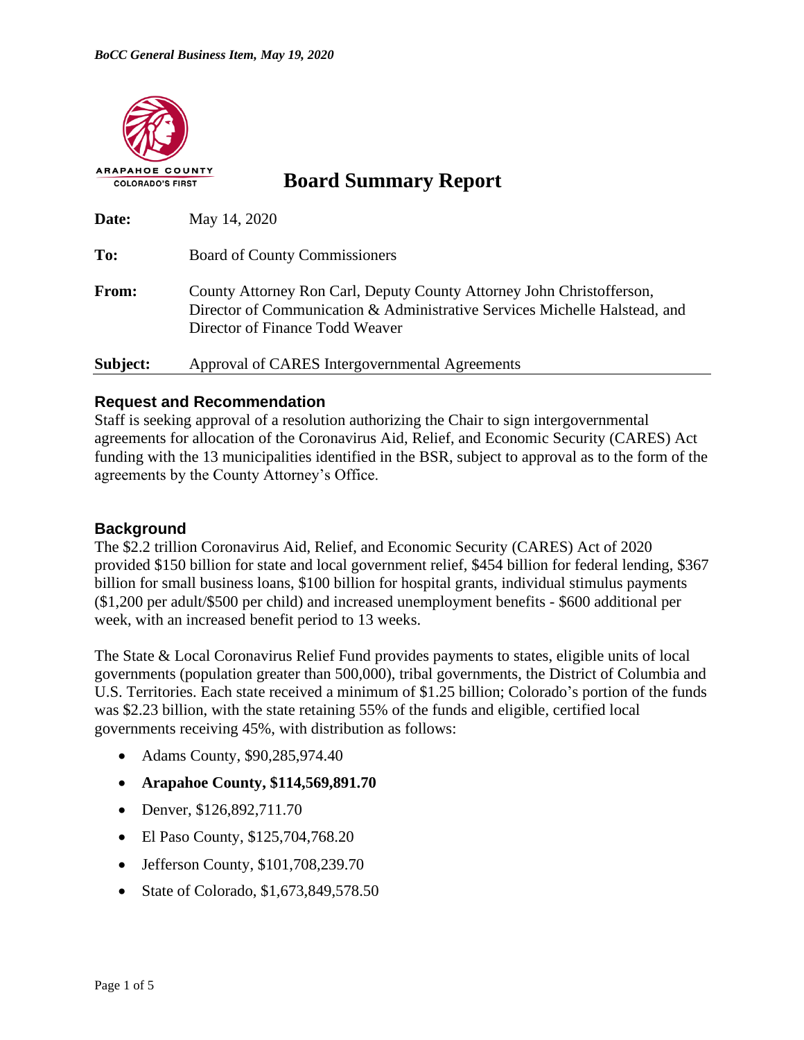*BoCC General Business Item, May 19, 2020*

ARAPAHOE COUNTY
COLORADO'S FIRST

# Board Summary Report

**Date:** May 14, 2020

**To:** Board of County Commissioners

**From:** County Attorney Ron Carl, Deputy County Attorney John Christofferson, Director of Communication & Administrative Services Michelle Halstead, and Director of Finance Todd Weaver

**Subject:** Approval of CARES Intergovernmental Agreements

## Request and Recommendation

Staff is seeking approval of a resolution authorizing the Chair to sign intergovernmental agreements for allocation of the Coronavirus Aid, Relief, and Economic Security (CARES) Act funding with the 13 municipalities identified in the BSR, subject to approval as to the form of the agreements by the County Attorney's Office.

## Background

The $2.2 trillion Coronavirus Aid, Relief, and Economic Security (CARES) Act of 2020 provided $150 billion for state and local government relief, $454 billion for federal lending, $367 billion for small business loans, $100 billion for hospital grants, individual stimulus payments ($1,200 per adult/$500 per child) and increased unemployment benefits - $600 additional per week, with an increased benefit period to 13 weeks.

The State & Local Coronavirus Relief Fund provides payments to states, eligible units of local governments (population greater than 500,000), tribal governments, the District of Columbia and U.S. Territories. Each state received a minimum of $1.25 billion; Colorado's portion of the funds was $2.23 billion, with the state retaining 55% of the funds and eligible, certified local governments receiving 45%, with distribution as follows:

- Adams County, $90,285,974.40
- **Arapahoe County, $114,569,891.70**
- Denver, $126,892,711.70
- El Paso County, $125,704,768.20
- Jefferson County, $101,708,239.70
- State of Colorado, $1,673,849,578.50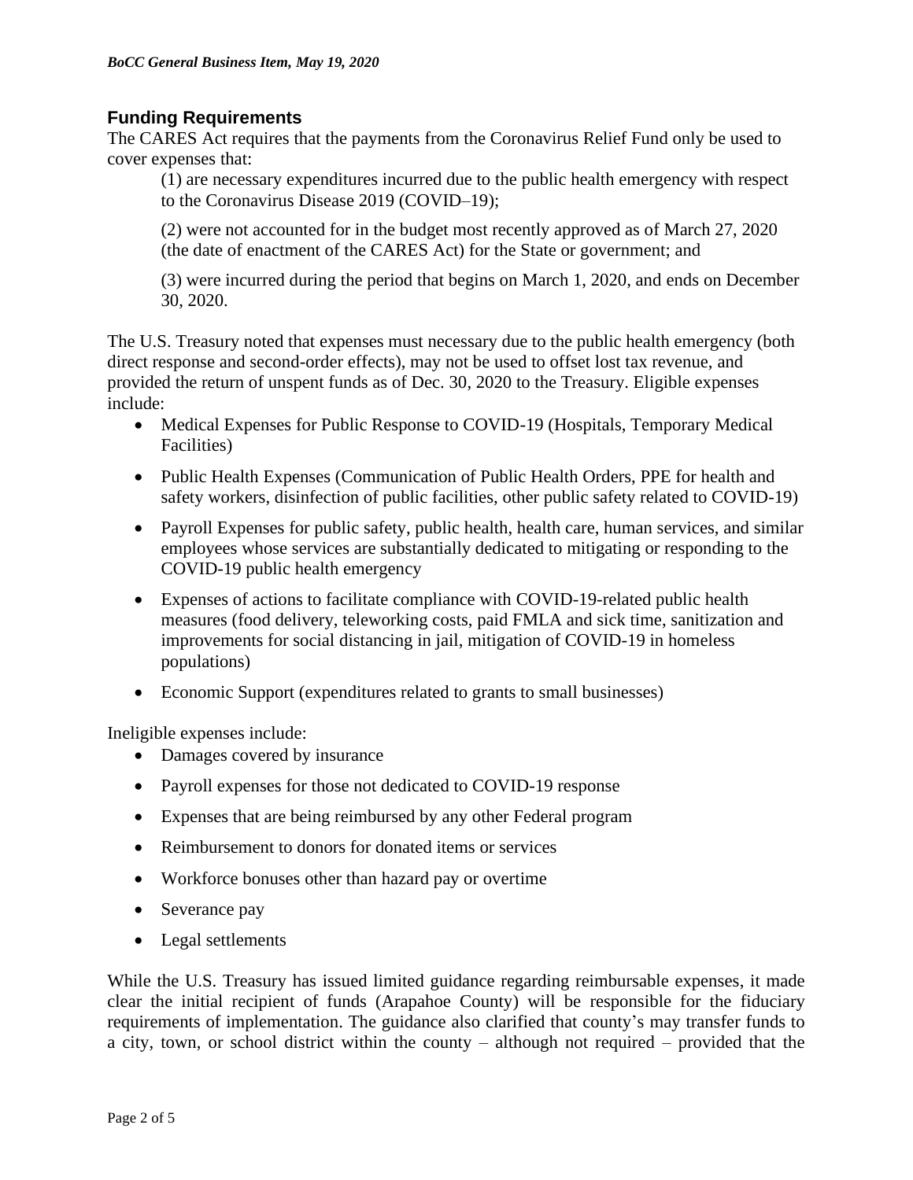## Funding Requirements

The CARES Act requires that the payments from the Coronavirus Relief Fund only be used to cover expenses that:

> (1) are necessary expenditures incurred due to the public health emergency with respect to the Coronavirus Disease 2019 (COVID–19);
>
> (2) were not accounted for in the budget most recently approved as of March 27, 2020 (the date of enactment of the CARES Act) for the State or government; and
>
> (3) were incurred during the period that begins on March 1, 2020, and ends on December 30, 2020.

The U.S. Treasury noted that expenses must necessary due to the public health emergency (both direct response and second-order effects), may not be used to offset lost tax revenue, and provided the return of unspent funds as of Dec. 30, 2020 to the Treasury. Eligible expenses include:

- Medical Expenses for Public Response to COVID-19 (Hospitals, Temporary Medical Facilities)
- Public Health Expenses (Communication of Public Health Orders, PPE for health and safety workers, disinfection of public facilities, other public safety related to COVID-19)
- Payroll Expenses for public safety, public health, health care, human services, and similar employees whose services are substantially dedicated to mitigating or responding to the COVID-19 public health emergency
- Expenses of actions to facilitate compliance with COVID-19-related public health measures (food delivery, teleworking costs, paid FMLA and sick time, sanitization and improvements for social distancing in jail, mitigation of COVID-19 in homeless populations)
- Economic Support (expenditures related to grants to small businesses)

Ineligible expenses include:

- Damages covered by insurance
- Payroll expenses for those not dedicated to COVID-19 response
- Expenses that are being reimbursed by any other Federal program
- Reimbursement to donors for donated items or services
- Workforce bonuses other than hazard pay or overtime
- Severance pay
- Legal settlements

While the U.S. Treasury has issued limited guidance regarding reimbursable expenses, it made clear the initial recipient of funds (Arapahoe County) will be responsible for the fiduciary requirements of implementation. The guidance also clarified that county's may transfer funds to a city, town, or school district within the county – although not required – provided that the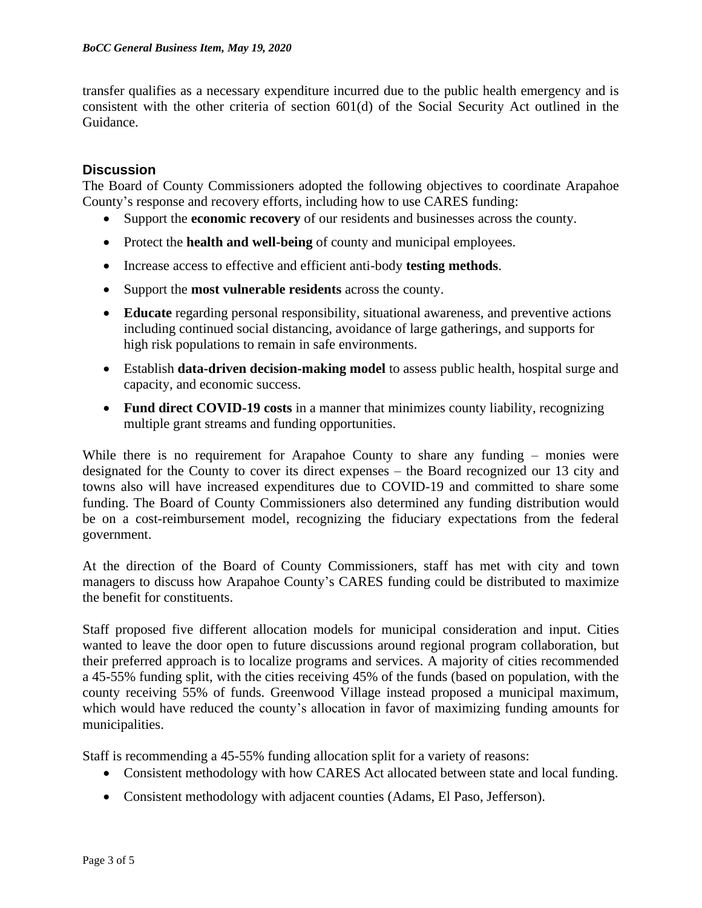transfer qualifies as a necessary expenditure incurred due to the public health emergency and is consistent with the other criteria of section 601(d) of the Social Security Act outlined in the Guidance.

## Discussion

The Board of County Commissioners adopted the following objectives to coordinate Arapahoe County's response and recovery efforts, including how to use CARES funding:

- Support the **economic recovery** of our residents and businesses across the county.
- Protect the **health and well-being** of county and municipal employees.
- Increase access to effective and efficient anti-body **testing methods**.
- Support the **most vulnerable residents** across the county.
- **Educate** regarding personal responsibility, situational awareness, and preventive actions including continued social distancing, avoidance of large gatherings, and supports for high risk populations to remain in safe environments.
- Establish **data-driven decision-making model** to assess public health, hospital surge and capacity, and economic success.
- **Fund direct COVID-19 costs** in a manner that minimizes county liability, recognizing multiple grant streams and funding opportunities.

While there is no requirement for Arapahoe County to share any funding – monies were designated for the County to cover its direct expenses – the Board recognized our 13 city and towns also will have increased expenditures due to COVID-19 and committed to share some funding. The Board of County Commissioners also determined any funding distribution would be on a cost-reimbursement model, recognizing the fiduciary expectations from the federal government.

At the direction of the Board of County Commissioners, staff has met with city and town managers to discuss how Arapahoe County's CARES funding could be distributed to maximize the benefit for constituents.

Staff proposed five different allocation models for municipal consideration and input. Cities wanted to leave the door open to future discussions around regional program collaboration, but their preferred approach is to localize programs and services. A majority of cities recommended a 45-55% funding split, with the cities receiving 45% of the funds (based on population, with the county receiving 55% of funds. Greenwood Village instead proposed a municipal maximum, which would have reduced the county's allocation in favor of maximizing funding amounts for municipalities.

Staff is recommending a 45-55% funding allocation split for a variety of reasons:

- Consistent methodology with how CARES Act allocated between state and local funding.
- Consistent methodology with adjacent counties (Adams, El Paso, Jefferson).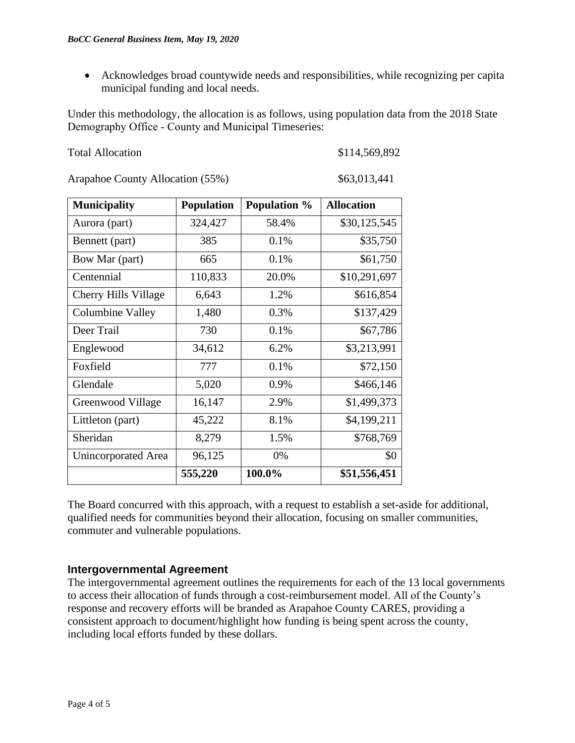- Acknowledges broad countywide needs and responsibilities, while recognizing per capita municipal funding and local needs.

Under this methodology, the allocation is as follows, using population data from the 2018 State Demography Office - County and Municipal Timeseries:

Total Allocation $114,569,892

Arapahoe County Allocation (55%) $63,013,441

| Municipality | Population | Population % | Allocation |
|---|---|---|---|
| Aurora (part) | 324,427 | 58.4% | $30,125,545 |
| Bennett (part) | 385 | 0.1% | $35,750 |
| Bow Mar (part) | 665 | 0.1% | $61,750 |
| Centennial | 110,833 | 20.0% | $10,291,697 |
| Cherry Hills Village | 6,643 | 1.2% | $616,854 |
| Columbine Valley | 1,480 | 0.3% | $137,429 |
| Deer Trail | 730 | 0.1% | $67,786 |
| Englewood | 34,612 | 6.2% | $3,213,991 |
| Foxfield | 777 | 0.1% | $72,150 |
| Glendale | 5,020 | 0.9% | $466,146 |
| Greenwood Village | 16,147 | 2.9% | $1,499,373 |
| Littleton (part) | 45,222 | 8.1% | $4,199,211 |
| Sheridan | 8,279 | 1.5% | $768,769 |
| Unincorporated Area | 96,125 | 0% | $0 |
| | **555,220** | **100.0%** | **$51,556,451** |

The Board concurred with this approach, with a request to establish a set-aside for additional, qualified needs for communities beyond their allocation, focusing on smaller communities, commuter and vulnerable populations.

## Intergovernmental Agreement

The intergovernmental agreement outlines the requirements for each of the 13 local governments to access their allocation of funds through a cost-reimbursement model. All of the County's response and recovery efforts will be branded as Arapahoe County CARES, providing a consistent approach to document/highlight how funding is being spent across the county, including local efforts funded by these dollars.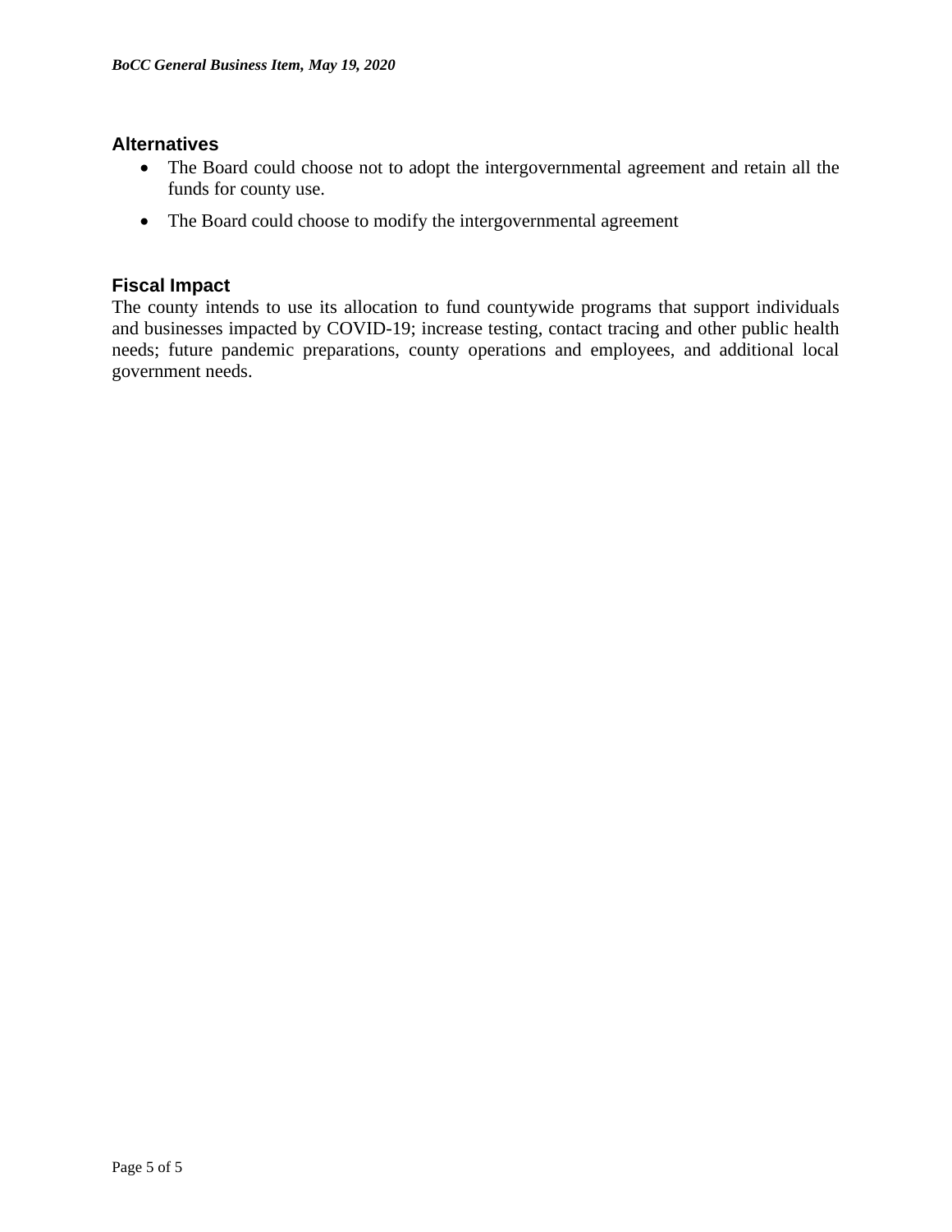## Alternatives

- The Board could choose not to adopt the intergovernmental agreement and retain all the funds for county use.
- The Board could choose to modify the intergovernmental agreement

## Fiscal Impact

The county intends to use its allocation to fund countywide programs that support individuals and businesses impacted by COVID-19; increase testing, contact tracing and other public health needs; future pandemic preparations, county operations and employees, and additional local government needs.